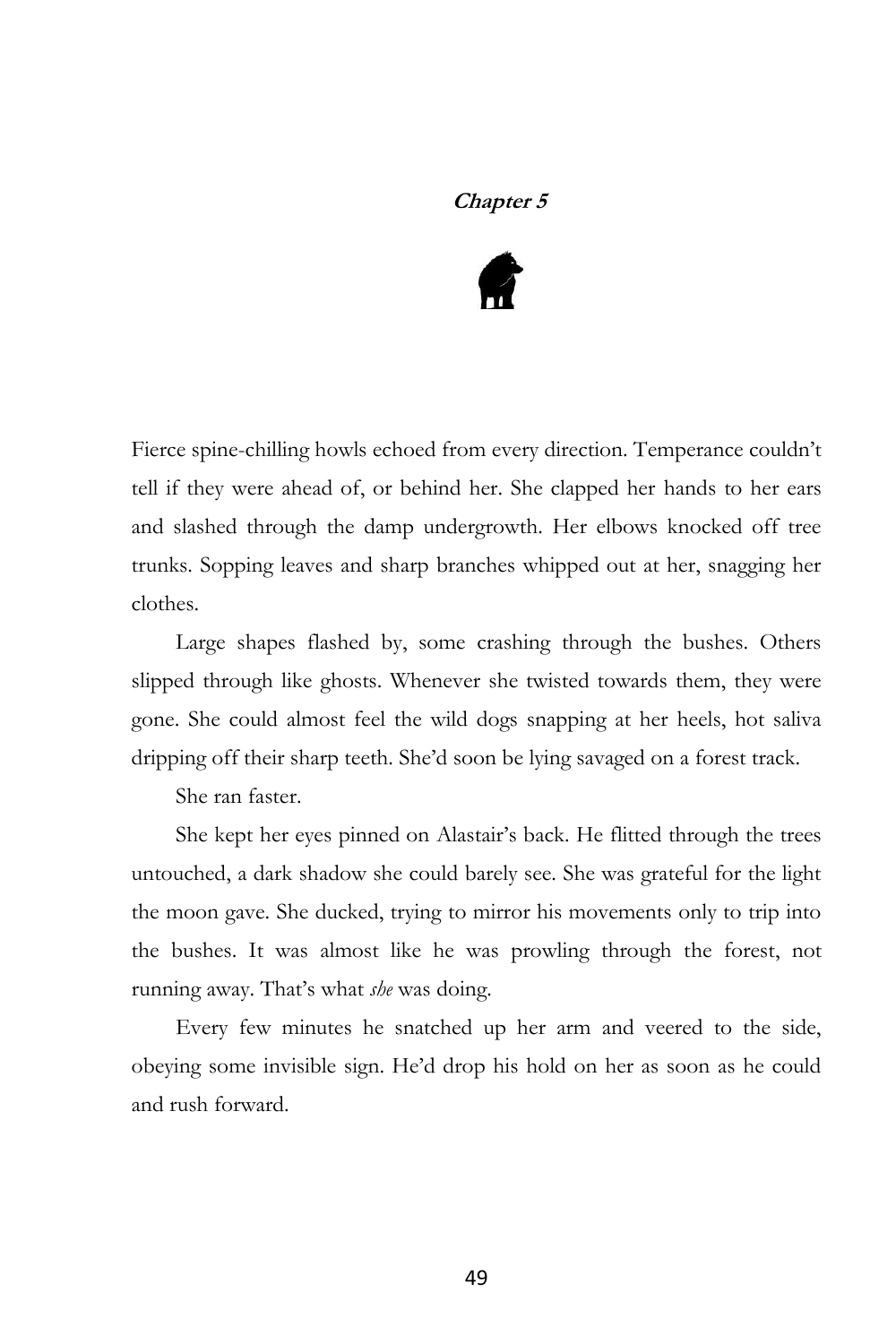# **Chapter 5**

Fierce spine-chilling howls echoed from every direction. Temperance couldn't tell if they were ahead of, or behind her. She clapped her hands to her ears and slashed through the damp undergrowth. Her elbows knocked off tree trunks. Sopping leaves and sharp branches whipped out at her, snagging her clothes.

Large shapes flashed by, some crashing through the bushes. Others slipped through like ghosts. Whenever she twisted towards them, they were gone. She could almost feel the wild dogs snapping at her heels, hot saliva dripping off their sharp teeth. She'd soon be lying savaged on a forest track.

She ran faster.

She kept her eyes pinned on Alastair's back. He flitted through the trees untouched, a dark shadow she could barely see. She was grateful for the light the moon gave. She ducked, trying to mirror his movements only to trip into the bushes. It was almost like he was prowling through the forest, not running away. That's what *she* was doing.

Every few minutes he snatched up her arm and veered to the side, obeying some invisible sign. He'd drop his hold on her as soon as he could and rush forward.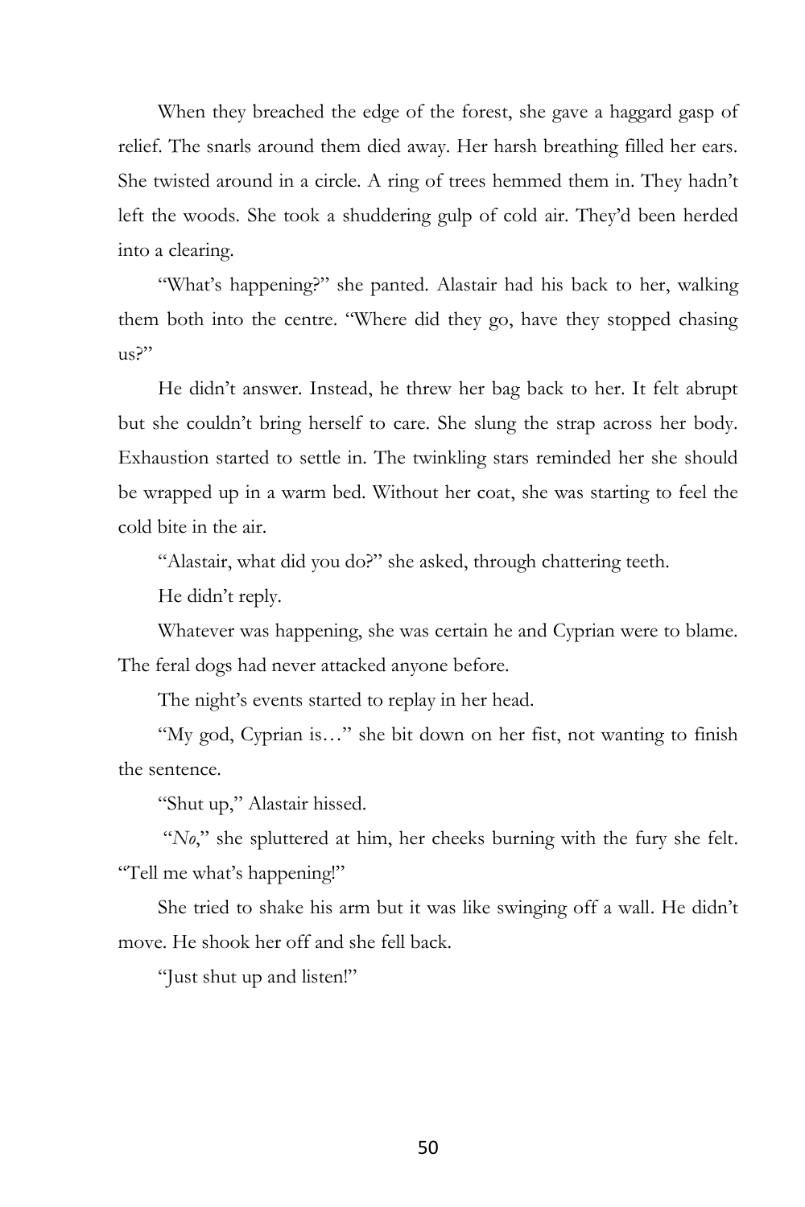When they breached the edge of the forest, she gave a haggard gasp of relief. The snarls around them died away. Her harsh breathing filled her ears. She twisted around in a circle. A ring of trees hemmed them in. They hadn't left the woods. She took a shuddering gulp of cold air. They'd been herded into a clearing.

"What's happening?" she panted. Alastair had his back to her, walking them both into the centre. "Where did they go, have they stopped chasing us?"

He didn't answer. Instead, he threw her bag back to her. It felt abrupt but she couldn't bring herself to care. She slung the strap across her body. Exhaustion started to settle in. The twinkling stars reminded her she should be wrapped up in a warm bed. Without her coat, she was starting to feel the cold bite in the air.

"Alastair, what did you do?" she asked, through chattering teeth.

He didn't reply.

Whatever was happening, she was certain he and Cyprian were to blame. The feral dogs had never attacked anyone before.

The night's events started to replay in her head.

"My god, Cyprian is…" she bit down on her fist, not wanting to finish the sentence.

"Shut up," Alastair hissed.

"*No*," she spluttered at him, her cheeks burning with the fury she felt. "Tell me what's happening!"

She tried to shake his arm but it was like swinging off a wall. He didn't move. He shook her off and she fell back.

"Just shut up and listen!"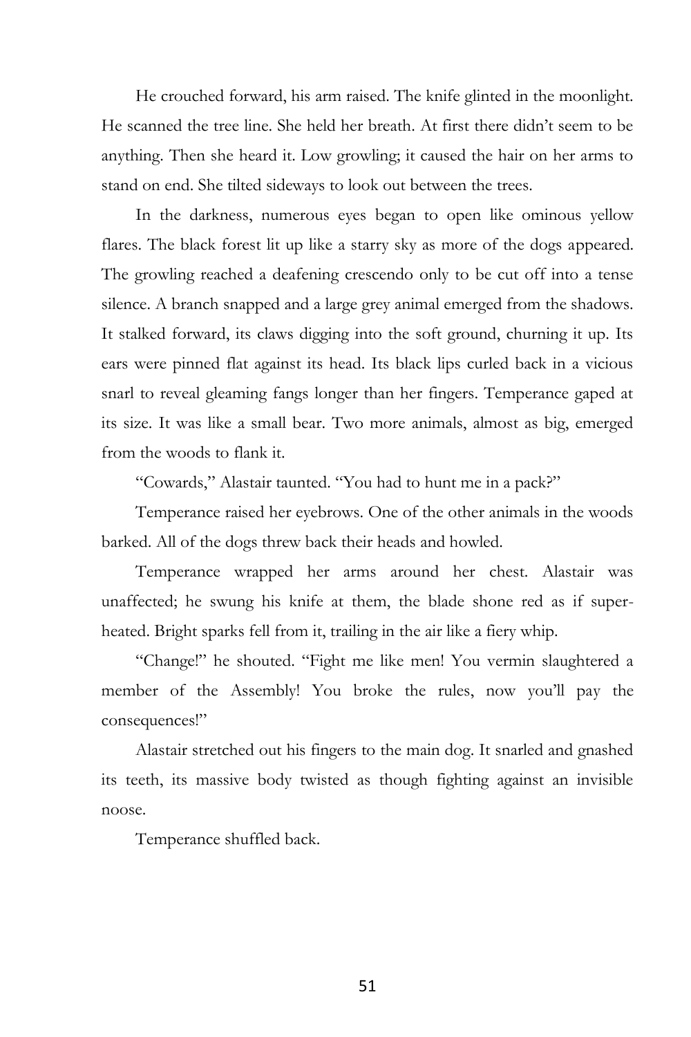He crouched forward, his arm raised. The knife glinted in the moonlight. He scanned the tree line. She held her breath. At first there didn't seem to be anything. Then she heard it. Low growling; it caused the hair on her arms to stand on end. She tilted sideways to look out between the trees.

In the darkness, numerous eyes began to open like ominous yellow flares. The black forest lit up like a starry sky as more of the dogs appeared. The growling reached a deafening crescendo only to be cut off into a tense silence. A branch snapped and a large grey animal emerged from the shadows. It stalked forward, its claws digging into the soft ground, churning it up. Its ears were pinned flat against its head. Its black lips curled back in a vicious snarl to reveal gleaming fangs longer than her fingers. Temperance gaped at its size. It was like a small bear. Two more animals, almost as big, emerged from the woods to flank it.

"Cowards," Alastair taunted. "You had to hunt me in a pack?"

Temperance raised her eyebrows. One of the other animals in the woods barked. All of the dogs threw back their heads and howled.

Temperance wrapped her arms around her chest. Alastair was unaffected; he swung his knife at them, the blade shone red as if super-heated. Bright sparks fell from it, trailing in the air like a fiery whip.

"Change!" he shouted. "Fight me like men! You vermin slaughtered a member of the Assembly! You broke the rules, now you'll pay the consequences!"

Alastair stretched out his fingers to the main dog. It snarled and gnashed its teeth, its massive body twisted as though fighting against an invisible noose.

Temperance shuffled back.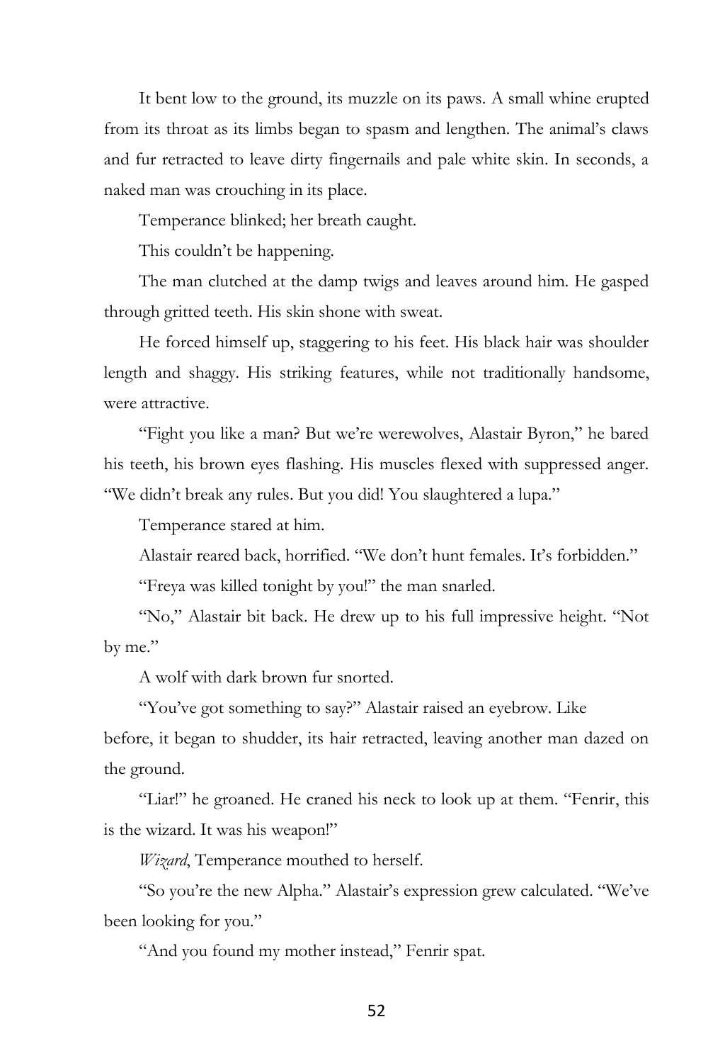It bent low to the ground, its muzzle on its paws. A small whine erupted from its throat as its limbs began to spasm and lengthen. The animal's claws and fur retracted to leave dirty fingernails and pale white skin. In seconds, a naked man was crouching in its place.

Temperance blinked; her breath caught.

This couldn't be happening.

The man clutched at the damp twigs and leaves around him. He gasped through gritted teeth. His skin shone with sweat.

He forced himself up, staggering to his feet. His black hair was shoulder length and shaggy. His striking features, while not traditionally handsome, were attractive.

"Fight you like a man? But we're werewolves, Alastair Byron," he bared his teeth, his brown eyes flashing. His muscles flexed with suppressed anger. "We didn't break any rules. But you did! You slaughtered a lupa."

Temperance stared at him.

Alastair reared back, horrified. "We don't hunt females. It's forbidden."

"Freya was killed tonight by you!" the man snarled.

"No," Alastair bit back. He drew up to his full impressive height. "Not by me."

A wolf with dark brown fur snorted.

"You've got something to say?" Alastair raised an eyebrow. Like before, it began to shudder, its hair retracted, leaving another man dazed on the ground.

"Liar!" he groaned. He craned his neck to look up at them. "Fenrir, this is the wizard. It was his weapon!"

*Wizard*, Temperance mouthed to herself.

"So you're the new Alpha." Alastair's expression grew calculated. "We've been looking for you."

"And you found my mother instead," Fenrir spat.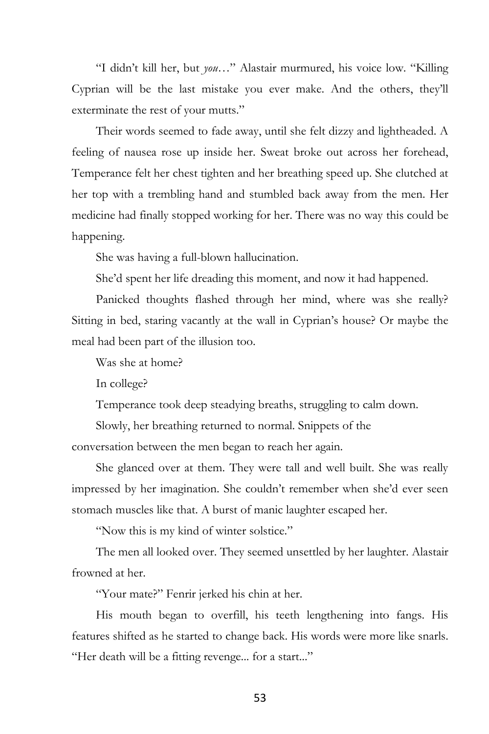"I didn't kill her, but *you*…" Alastair murmured, his voice low. "Killing Cyprian will be the last mistake you ever make. And the others, they'll exterminate the rest of your mutts."

Their words seemed to fade away, until she felt dizzy and lightheaded. A feeling of nausea rose up inside her. Sweat broke out across her forehead, Temperance felt her chest tighten and her breathing speed up. She clutched at her top with a trembling hand and stumbled back away from the men. Her medicine had finally stopped working for her. There was no way this could be happening.

She was having a full-blown hallucination.

She'd spent her life dreading this moment, and now it had happened.

Panicked thoughts flashed through her mind, where was she really? Sitting in bed, staring vacantly at the wall in Cyprian's house? Or maybe the meal had been part of the illusion too.

Was she at home?

In college?

Temperance took deep steadying breaths, struggling to calm down.

Slowly, her breathing returned to normal. Snippets of the conversation between the men began to reach her again.

She glanced over at them. They were tall and well built. She was really impressed by her imagination. She couldn't remember when she'd ever seen stomach muscles like that. A burst of manic laughter escaped her.

"Now this is my kind of winter solstice."

The men all looked over. They seemed unsettled by her laughter. Alastair frowned at her.

"Your mate?" Fenrir jerked his chin at her.

His mouth began to overfill, his teeth lengthening into fangs. His features shifted as he started to change back. His words were more like snarls. "Her death will be a fitting revenge... for a start..."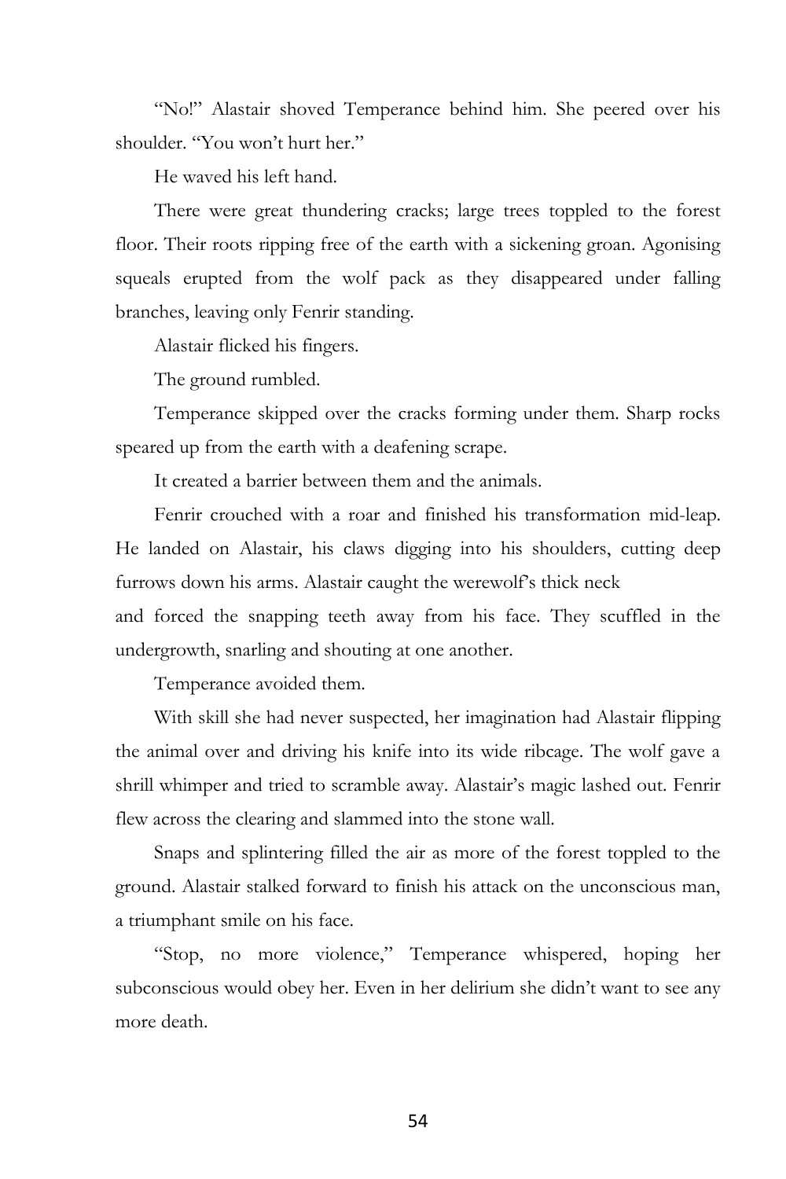"No!" Alastair shoved Temperance behind him. She peered over his shoulder. "You won't hurt her."

He waved his left hand.

There were great thundering cracks; large trees toppled to the forest floor. Their roots ripping free of the earth with a sickening groan. Agonising squeals erupted from the wolf pack as they disappeared under falling branches, leaving only Fenrir standing.

Alastair flicked his fingers.

The ground rumbled.

Temperance skipped over the cracks forming under them. Sharp rocks speared up from the earth with a deafening scrape.

It created a barrier between them and the animals.

Fenrir crouched with a roar and finished his transformation mid-leap. He landed on Alastair, his claws digging into his shoulders, cutting deep furrows down his arms. Alastair caught the werewolf's thick neck and forced the snapping teeth away from his face. They scuffled in the undergrowth, snarling and shouting at one another.

Temperance avoided them.

With skill she had never suspected, her imagination had Alastair flipping the animal over and driving his knife into its wide ribcage. The wolf gave a shrill whimper and tried to scramble away. Alastair's magic lashed out. Fenrir flew across the clearing and slammed into the stone wall.

Snaps and splintering filled the air as more of the forest toppled to the ground. Alastair stalked forward to finish his attack on the unconscious man, a triumphant smile on his face.

"Stop, no more violence," Temperance whispered, hoping her subconscious would obey her. Even in her delirium she didn't want to see any more death.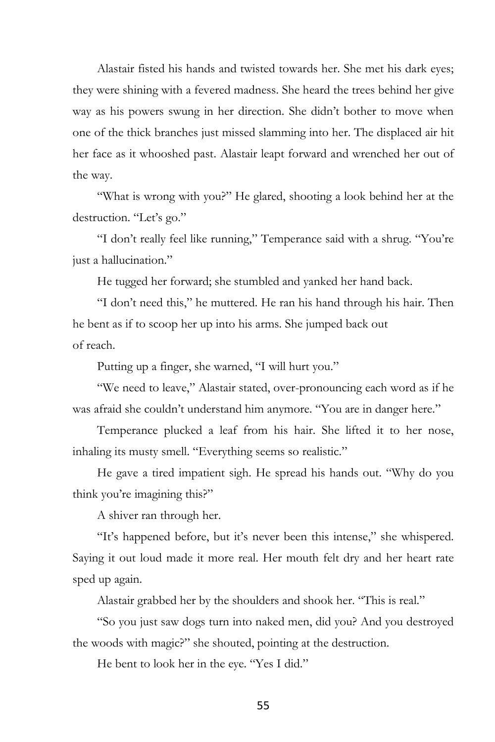Alastair fisted his hands and twisted towards her. She met his dark eyes; they were shining with a fevered madness. She heard the trees behind her give way as his powers swung in her direction. She didn't bother to move when one of the thick branches just missed slamming into her. The displaced air hit her face as it whooshed past. Alastair leapt forward and wrenched her out of the way.

"What is wrong with you?" He glared, shooting a look behind her at the destruction. "Let's go."

"I don't really feel like running," Temperance said with a shrug. "You're just a hallucination."

He tugged her forward; she stumbled and yanked her hand back.

"I don't need this," he muttered. He ran his hand through his hair. Then he bent as if to scoop her up into his arms. She jumped back out of reach.

Putting up a finger, she warned, "I will hurt you."

"We need to leave," Alastair stated, over-pronouncing each word as if he was afraid she couldn't understand him anymore. "You are in danger here."

Temperance plucked a leaf from his hair. She lifted it to her nose, inhaling its musty smell. "Everything seems so realistic."

He gave a tired impatient sigh. He spread his hands out. "Why do you think you're imagining this?"

A shiver ran through her.

"It's happened before, but it's never been this intense," she whispered. Saying it out loud made it more real. Her mouth felt dry and her heart rate sped up again.

Alastair grabbed her by the shoulders and shook her. "This is real."

"So you just saw dogs turn into naked men, did you? And you destroyed the woods with magic?" she shouted, pointing at the destruction.

He bent to look her in the eye. "Yes I did."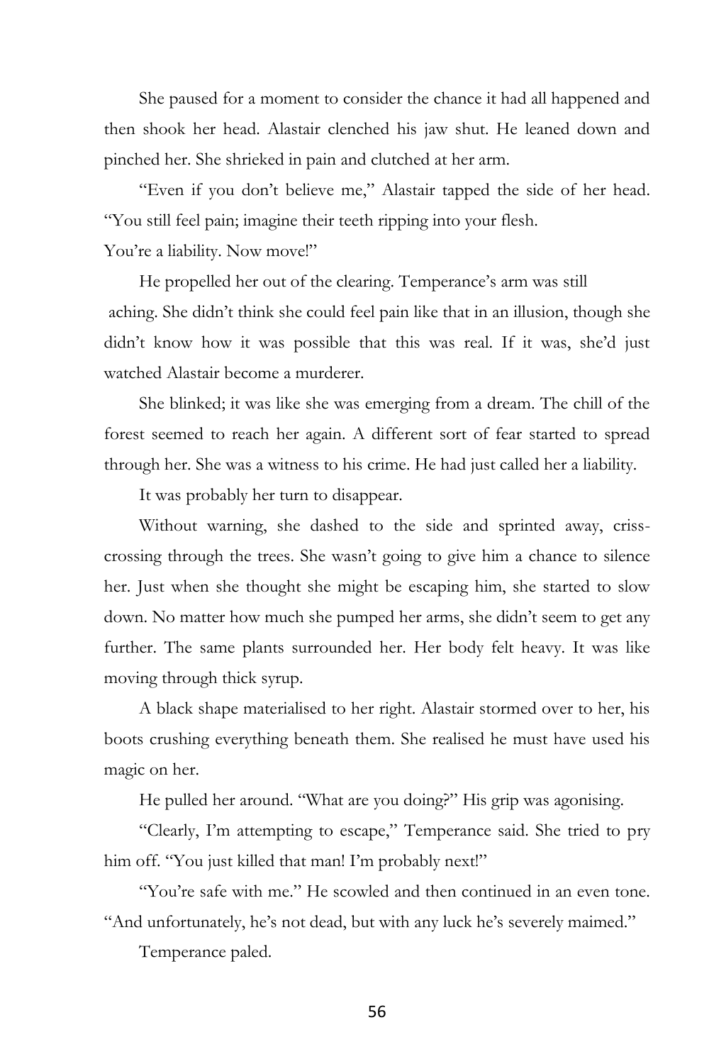She paused for a moment to consider the chance it had all happened and then shook her head. Alastair clenched his jaw shut. He leaned down and pinched her. She shrieked in pain and clutched at her arm.

"Even if you don't believe me," Alastair tapped the side of her head. "You still feel pain; imagine their teeth ripping into your flesh. You're a liability. Now move!"

He propelled her out of the clearing. Temperance's arm was still aching. She didn't think she could feel pain like that in an illusion, though she didn't know how it was possible that this was real. If it was, she'd just watched Alastair become a murderer.

She blinked; it was like she was emerging from a dream. The chill of the forest seemed to reach her again. A different sort of fear started to spread through her. She was a witness to his crime. He had just called her a liability.

It was probably her turn to disappear.

Without warning, she dashed to the side and sprinted away, criss-crossing through the trees. She wasn't going to give him a chance to silence her. Just when she thought she might be escaping him, she started to slow down. No matter how much she pumped her arms, she didn't seem to get any further. The same plants surrounded her. Her body felt heavy. It was like moving through thick syrup.

A black shape materialised to her right. Alastair stormed over to her, his boots crushing everything beneath them. She realised he must have used his magic on her.

He pulled her around. "What are you doing?" His grip was agonising.

"Clearly, I'm attempting to escape," Temperance said. She tried to pry him off. "You just killed that man! I'm probably next!"

"You're safe with me." He scowled and then continued in an even tone. "And unfortunately, he's not dead, but with any luck he's severely maimed."

Temperance paled.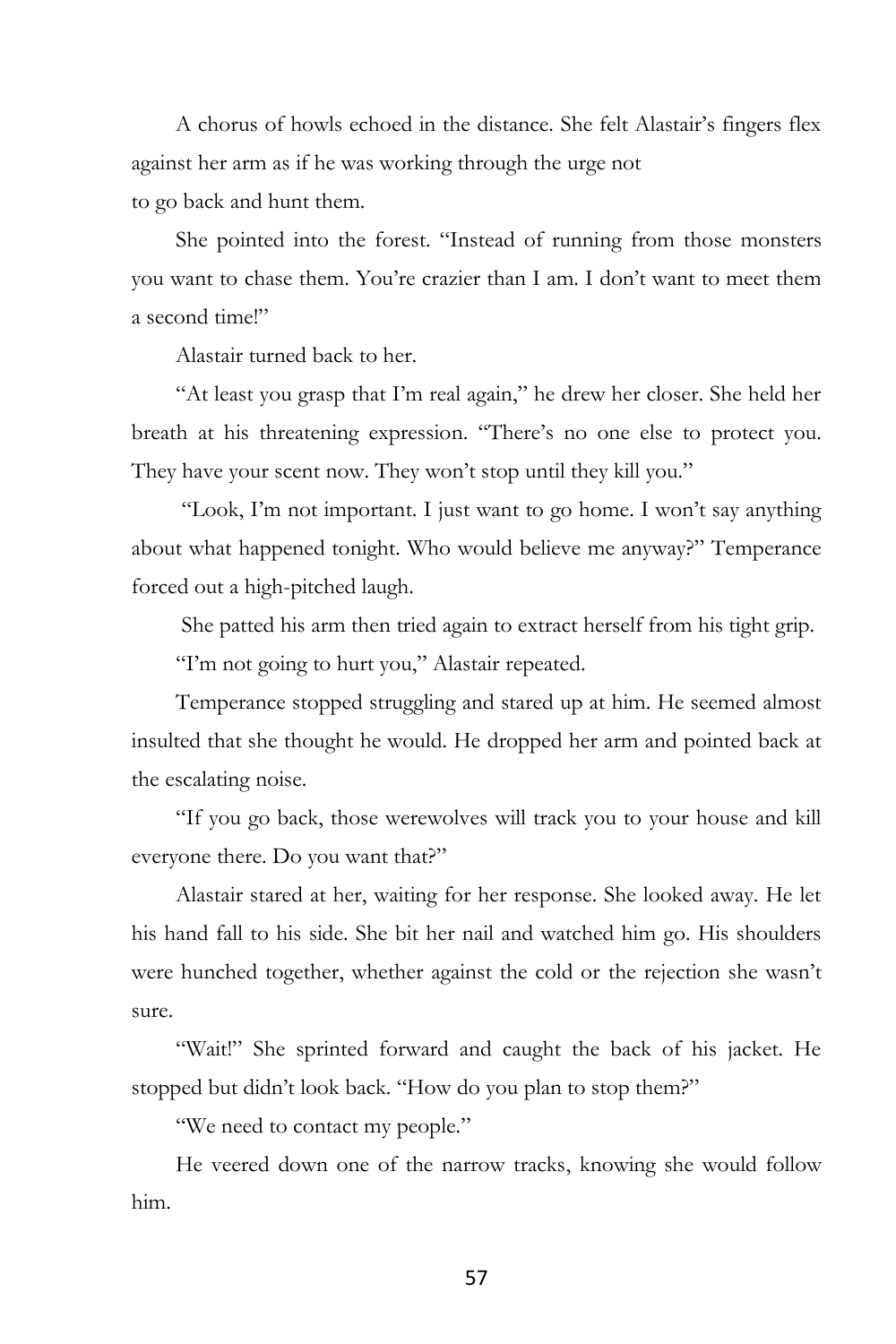A chorus of howls echoed in the distance. She felt Alastair's fingers flex against her arm as if he was working through the urge not to go back and hunt them.

She pointed into the forest. "Instead of running from those monsters you want to chase them. You're crazier than I am. I don't want to meet them a second time!"

Alastair turned back to her.

"At least you grasp that I'm real again," he drew her closer. She held her breath at his threatening expression. "There's no one else to protect you. They have your scent now. They won't stop until they kill you."

"Look, I'm not important. I just want to go home. I won't say anything about what happened tonight. Who would believe me anyway?" Temperance forced out a high-pitched laugh.

She patted his arm then tried again to extract herself from his tight grip.

"I'm not going to hurt you," Alastair repeated.

Temperance stopped struggling and stared up at him. He seemed almost insulted that she thought he would. He dropped her arm and pointed back at the escalating noise.

"If you go back, those werewolves will track you to your house and kill everyone there. Do you want that?"

Alastair stared at her, waiting for her response. She looked away. He let his hand fall to his side. She bit her nail and watched him go. His shoulders were hunched together, whether against the cold or the rejection she wasn't sure.

"Wait!" She sprinted forward and caught the back of his jacket. He stopped but didn't look back. "How do you plan to stop them?"

"We need to contact my people."

He veered down one of the narrow tracks, knowing she would follow him.